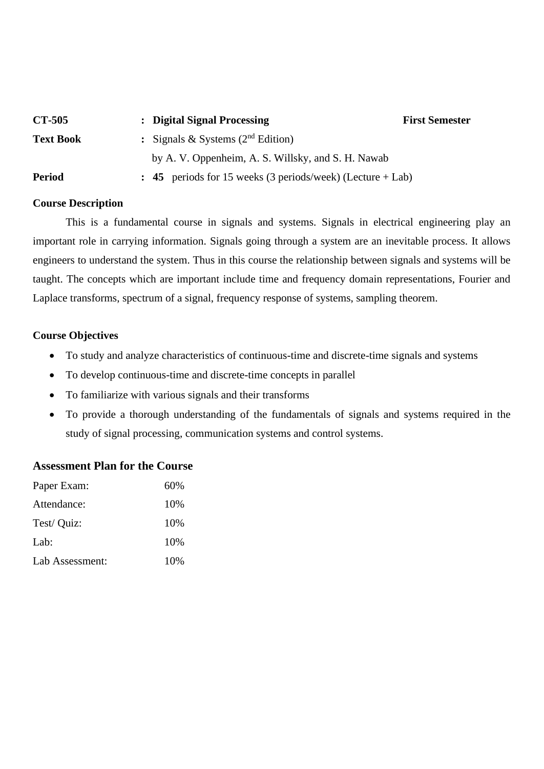| | | | |
|---|---|---|---|
| **CT-505** | **:** | **Digital Signal Processing** | **First Semester** |
| **Text Book** | **:** | Signals & Systems (2nd Edition) by A. V. Oppenheim, A. S. Willsky, and S. H. Nawab | |
| **Period** | **:** | **45** periods for 15 weeks (3 periods/week) (Lecture + Lab) | |

**Course Description**

This is a fundamental course in signals and systems. Signals in electrical engineering play an important role in carrying information. Signals going through a system are an inevitable process. It allows engineers to understand the system. Thus in this course the relationship between signals and systems will be taught. The concepts which are important include time and frequency domain representations, Fourier and Laplace transforms, spectrum of a signal, frequency response of systems, sampling theorem.

**Course Objectives**

- To study and analyze characteristics of continuous-time and discrete-time signals and systems
- To develop continuous-time and discrete-time concepts in parallel
- To familiarize with various signals and their transforms
- To provide a thorough understanding of the fundamentals of signals and systems required in the study of signal processing, communication systems and control systems.

## Assessment Plan for the Course

| | |
|---|---|
| Paper Exam: | 60% |
| Attendance: | 10% |
| Test/ Quiz: | 10% |
| Lab: | 10% |
| Lab Assessment: | 10% |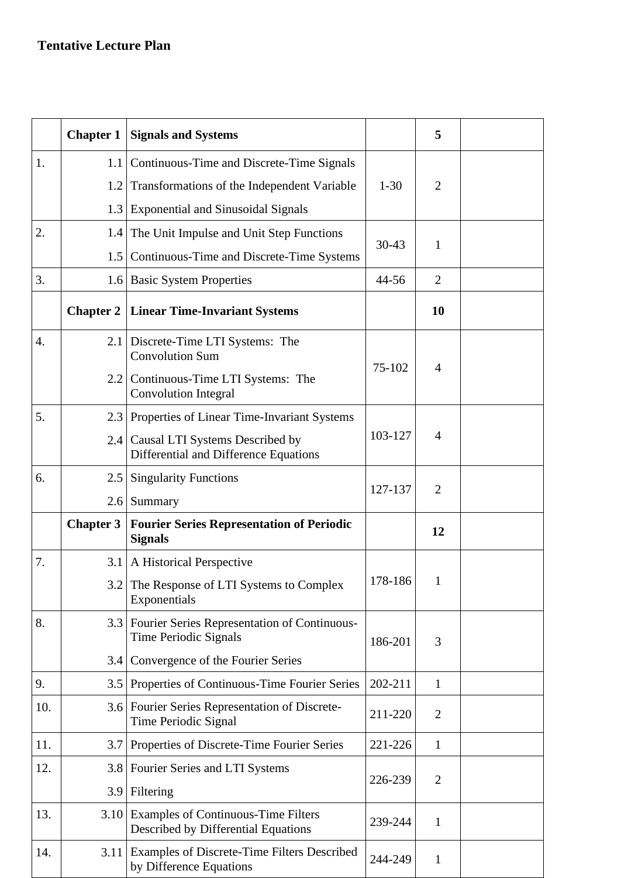**Tentative Lecture Plan**

| | Chapter 1 | Signals and Systems | | 5 | |
|---|---|---|---|---|---|
| 1. | 1.1<br>1.2<br>1.3 | Continuous-Time and Discrete-Time Signals<br>Transformations of the Independent Variable<br>Exponential and Sinusoidal Signals | 1-30 | 2 | |
| 2. | 1.4<br>1.5 | The Unit Impulse and Unit Step Functions<br>Continuous-Time and Discrete-Time Systems | 30-43 | 1 | |
| 3. | 1.6 | Basic System Properties | 44-56 | 2 | |
| | **Chapter 2** | **Linear Time-Invariant Systems** | | **10** | |
| 4. | 2.1<br>2.2 | Discrete-Time LTI Systems: The Convolution Sum<br>Continuous-Time LTI Systems: The Convolution Integral | 75-102 | 4 | |
| 5. | 2.3<br>2.4 | Properties of Linear Time-Invariant Systems<br>Causal LTI Systems Described by Differential and Difference Equations | 103-127 | 4 | |
| 6. | 2.5<br>2.6 | Singularity Functions<br>Summary | 127-137 | 2 | |
| | **Chapter 3** | **Fourier Series Representation of Periodic Signals** | | **12** | |
| 7. | 3.1<br>3.2 | A Historical Perspective<br>The Response of LTI Systems to Complex Exponentials | 178-186 | 1 | |
| 8. | 3.3<br>3.4 | Fourier Series Representation of Continuous-Time Periodic Signals<br>Convergence of the Fourier Series | 186-201 | 3 | |
| 9. | 3.5 | Properties of Continuous-Time Fourier Series | 202-211 | 1 | |
| 10. | 3.6 | Fourier Series Representation of Discrete-Time Periodic Signal | 211-220 | 2 | |
| 11. | 3.7 | Properties of Discrete-Time Fourier Series | 221-226 | 1 | |
| 12. | 3.8<br>3.9 | Fourier Series and LTI Systems<br>Filtering | 226-239 | 2 | |
| 13. | 3.10 | Examples of Continuous-Time Filters Described by Differential Equations | 239-244 | 1 | |
| 14. | 3.11 | Examples of Discrete-Time Filters Described by Difference Equations | 244-249 | 1 | |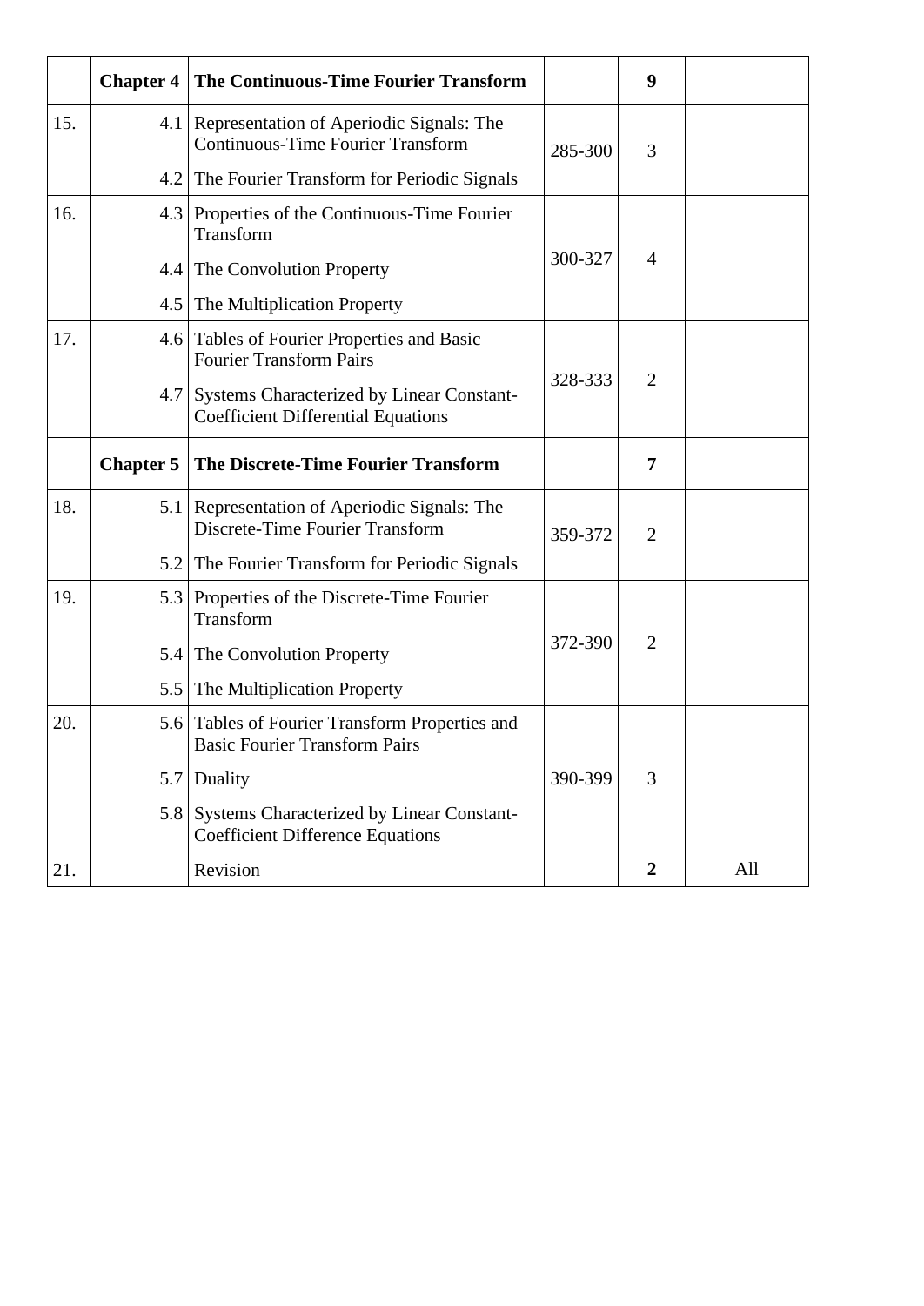| | | | | | |
|---|---|---|---|---|---|
| | **Chapter 4** | **The Continuous-Time Fourier Transform** | | **9** | |
| 15. | 4.1 | Representation of Aperiodic Signals: The Continuous-Time Fourier Transform | 285-300 | 3 | |
| | 4.2 | The Fourier Transform for Periodic Signals | | | |
| 16. | 4.3 | Properties of the Continuous-Time Fourier Transform | 300-327 | 4 | |
| | 4.4 | The Convolution Property | | | |
| | 4.5 | The Multiplication Property | | | |
| 17. | 4.6 | Tables of Fourier Properties and Basic Fourier Transform Pairs | 328-333 | 2 | |
| | 4.7 | Systems Characterized by Linear Constant-Coefficient Differential Equations | | | |
| | **Chapter 5** | **The Discrete-Time Fourier Transform** | | **7** | |
| 18. | 5.1 | Representation of Aperiodic Signals: The Discrete-Time Fourier Transform | 359-372 | 2 | |
| | 5.2 | The Fourier Transform for Periodic Signals | | | |
| 19. | 5.3 | Properties of the Discrete-Time Fourier Transform | 372-390 | 2 | |
| | 5.4 | The Convolution Property | | | |
| | 5.5 | The Multiplication Property | | | |
| 20. | 5.6 | Tables of Fourier Transform Properties and Basic Fourier Transform Pairs | 390-399 | 3 | |
| | 5.7 | Duality | | | |
| | 5.8 | Systems Characterized by Linear Constant-Coefficient Difference Equations | | | |
| 21. | | Revision | | **2** | All |